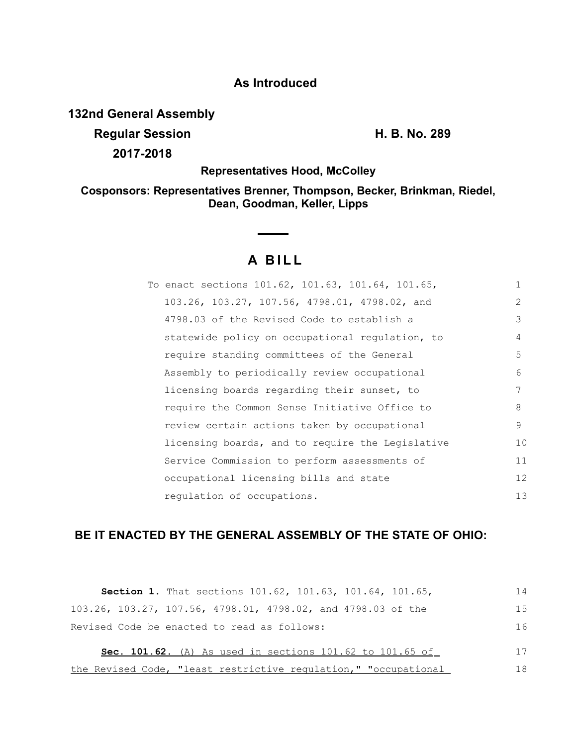**As Introduced**

**132nd General Assembly**

**Regular Session** **H. B. No. 289**

**2017-2018**

**Representatives Hood, McColley**

**Cosponsors: Representatives Brenner, Thompson, Becker, Brinkman, Riedel, Dean, Goodman, Keller, Lipps**

# A BILL

To enact sections 101.62, 101.63, 101.64, 101.65, 103.26, 103.27, 107.56, 4798.01, 4798.02, and 4798.03 of the Revised Code to establish a statewide policy on occupational regulation, to require standing committees of the General Assembly to periodically review occupational licensing boards regarding their sunset, to require the Common Sense Initiative Office to review certain actions taken by occupational licensing boards, and to require the Legislative Service Commission to perform assessments of occupational licensing bills and state regulation of occupations.

## BE IT ENACTED BY THE GENERAL ASSEMBLY OF THE STATE OF OHIO:

**Section 1.** That sections 101.62, 101.63, 101.64, 101.65, 103.26, 103.27, 107.56, 4798.01, 4798.02, and 4798.03 of the Revised Code be enacted to read as follows:

**Sec. 101.62.** (A) As used in sections 101.62 to 101.65 of the Revised Code, "least restrictive regulation," "occupational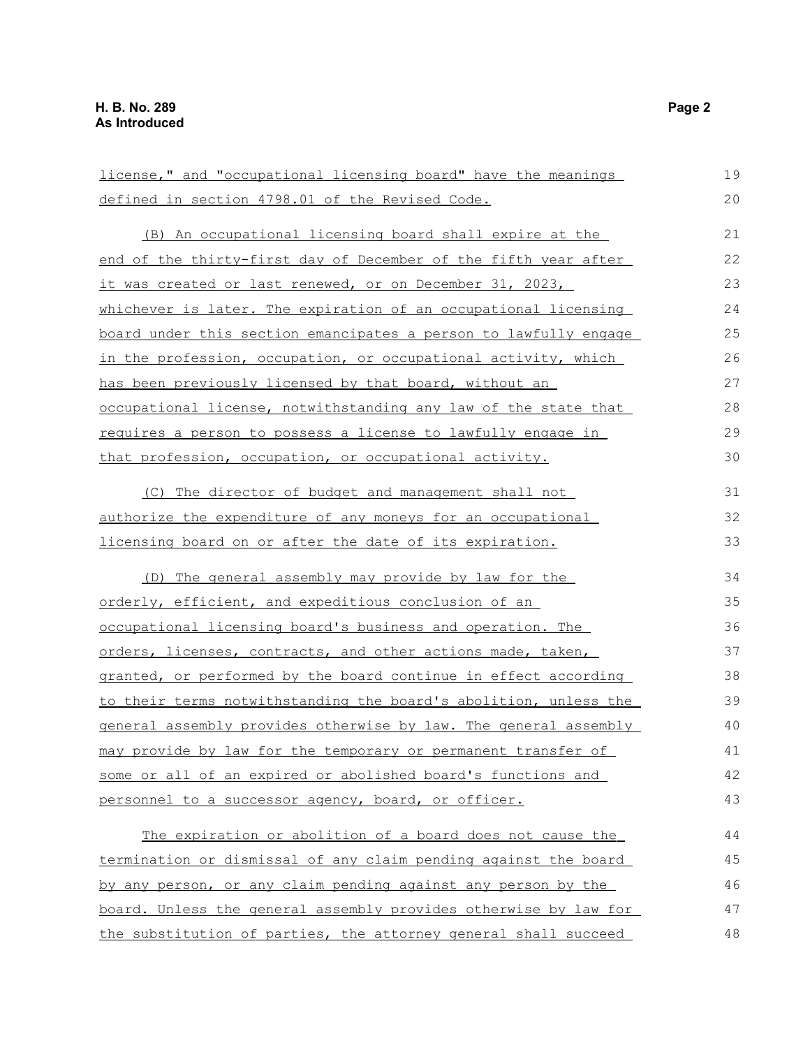license," and "occupational licensing board" have the meanings defined in section 4798.01 of the Revised Code.

(B) An occupational licensing board shall expire at the end of the thirty-first day of December of the fifth year after it was created or last renewed, or on December 31, 2023, whichever is later. The expiration of an occupational licensing board under this section emancipates a person to lawfully engage in the profession, occupation, or occupational activity, which has been previously licensed by that board, without an occupational license, notwithstanding any law of the state that requires a person to possess a license to lawfully engage in that profession, occupation, or occupational activity.

(C) The director of budget and management shall not authorize the expenditure of any moneys for an occupational licensing board on or after the date of its expiration.

(D) The general assembly may provide by law for the orderly, efficient, and expeditious conclusion of an occupational licensing board's business and operation. The orders, licenses, contracts, and other actions made, taken, granted, or performed by the board continue in effect according to their terms notwithstanding the board's abolition, unless the general assembly provides otherwise by law. The general assembly may provide by law for the temporary or permanent transfer of some or all of an expired or abolished board's functions and personnel to a successor agency, board, or officer.

The expiration or abolition of a board does not cause the termination or dismissal of any claim pending against the board by any person, or any claim pending against any person by the board. Unless the general assembly provides otherwise by law for the substitution of parties, the attorney general shall succeed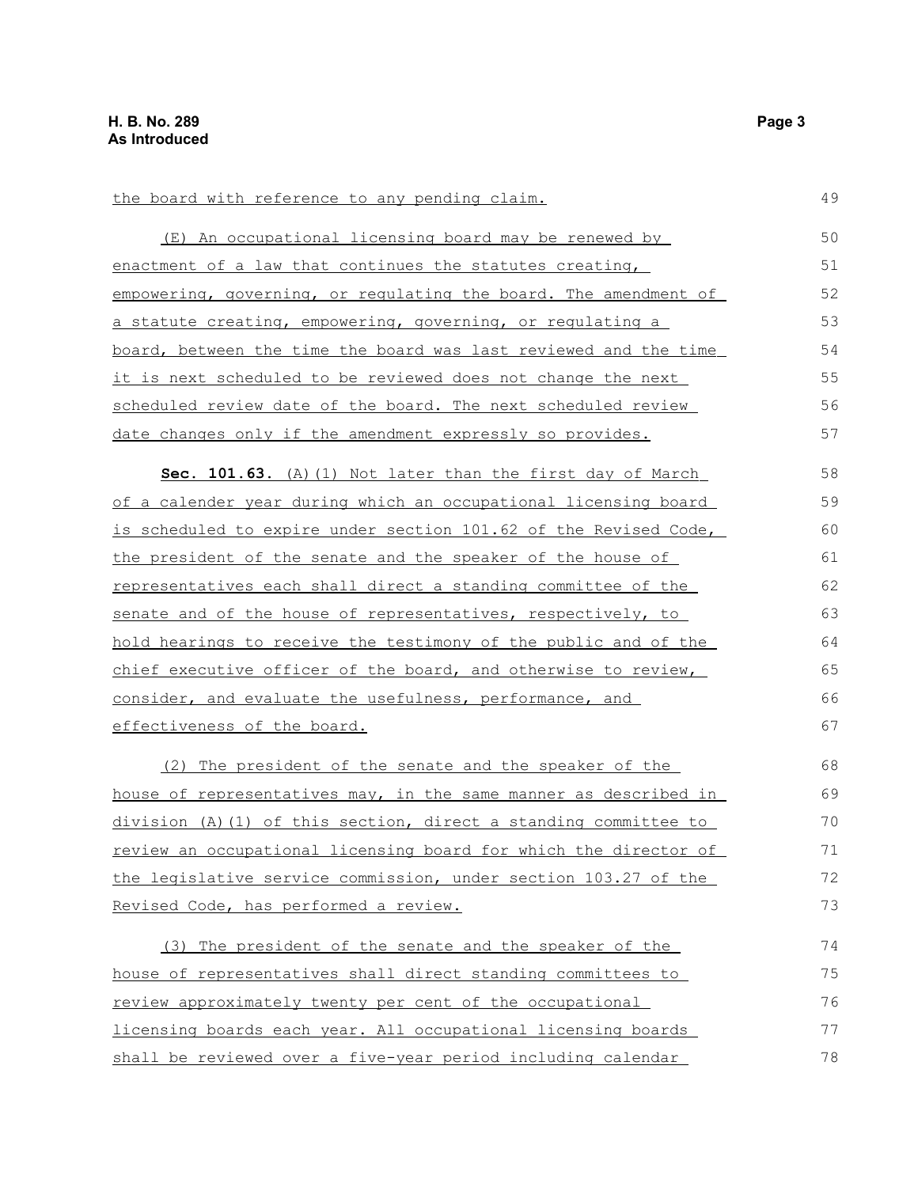the board with reference to any pending claim.

(E) An occupational licensing board may be renewed by enactment of a law that continues the statutes creating, empowering, governing, or regulating the board. The amendment of a statute creating, empowering, governing, or regulating a board, between the time the board was last reviewed and the time it is next scheduled to be reviewed does not change the next scheduled review date of the board. The next scheduled review date changes only if the amendment expressly so provides.

**Sec. 101.63.** (A)(1) Not later than the first day of March of a calender year during which an occupational licensing board is scheduled to expire under section 101.62 of the Revised Code, the president of the senate and the speaker of the house of representatives each shall direct a standing committee of the senate and of the house of representatives, respectively, to hold hearings to receive the testimony of the public and of the chief executive officer of the board, and otherwise to review, consider, and evaluate the usefulness, performance, and effectiveness of the board.

(2) The president of the senate and the speaker of the house of representatives may, in the same manner as described in division (A)(1) of this section, direct a standing committee to review an occupational licensing board for which the director of the legislative service commission, under section 103.27 of the Revised Code, has performed a review.

(3) The president of the senate and the speaker of the house of representatives shall direct standing committees to review approximately twenty per cent of the occupational licensing boards each year. All occupational licensing boards shall be reviewed over a five-year period including calendar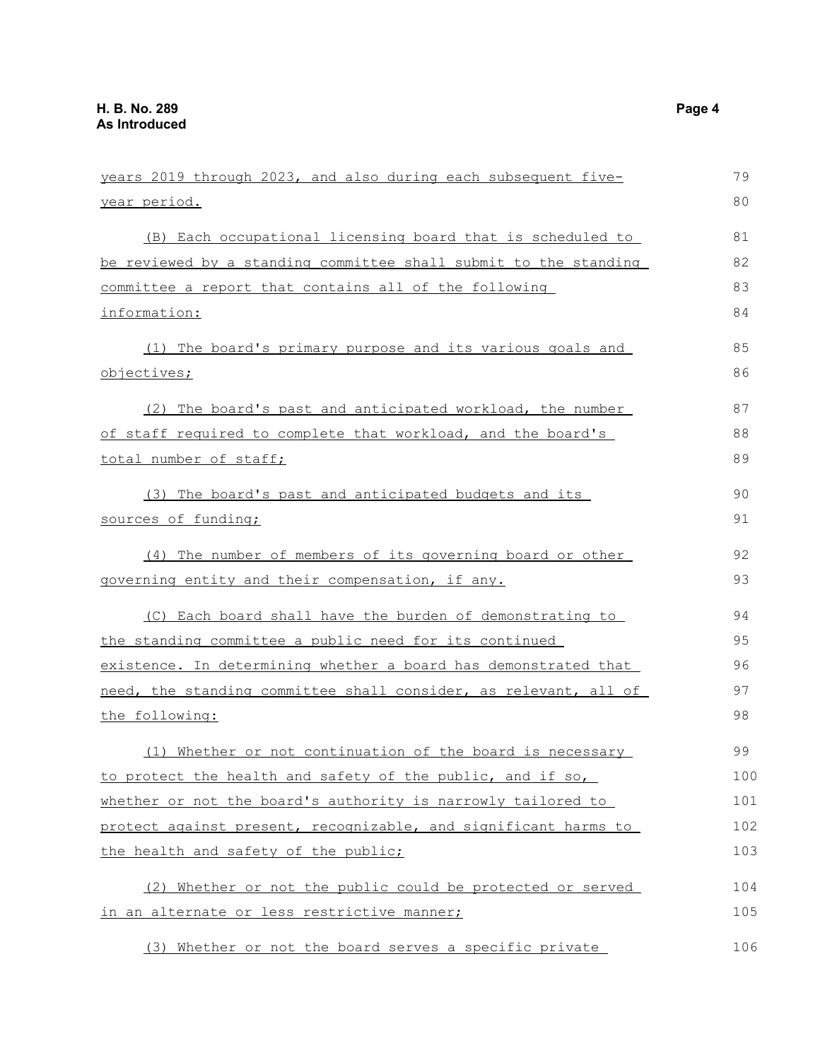years 2019 through 2023, and also during each subsequent five-year period.

(B) Each occupational licensing board that is scheduled to be reviewed by a standing committee shall submit to the standing committee a report that contains all of the following information:

(1) The board's primary purpose and its various goals and objectives;

(2) The board's past and anticipated workload, the number of staff required to complete that workload, and the board's total number of staff;

(3) The board's past and anticipated budgets and its sources of funding;

(4) The number of members of its governing board or other governing entity and their compensation, if any.

(C) Each board shall have the burden of demonstrating to the standing committee a public need for its continued existence. In determining whether a board has demonstrated that need, the standing committee shall consider, as relevant, all of the following:

(1) Whether or not continuation of the board is necessary to protect the health and safety of the public, and if so, whether or not the board's authority is narrowly tailored to protect against present, recognizable, and significant harms to the health and safety of the public;

(2) Whether or not the public could be protected or served in an alternate or less restrictive manner;

(3) Whether or not the board serves a specific private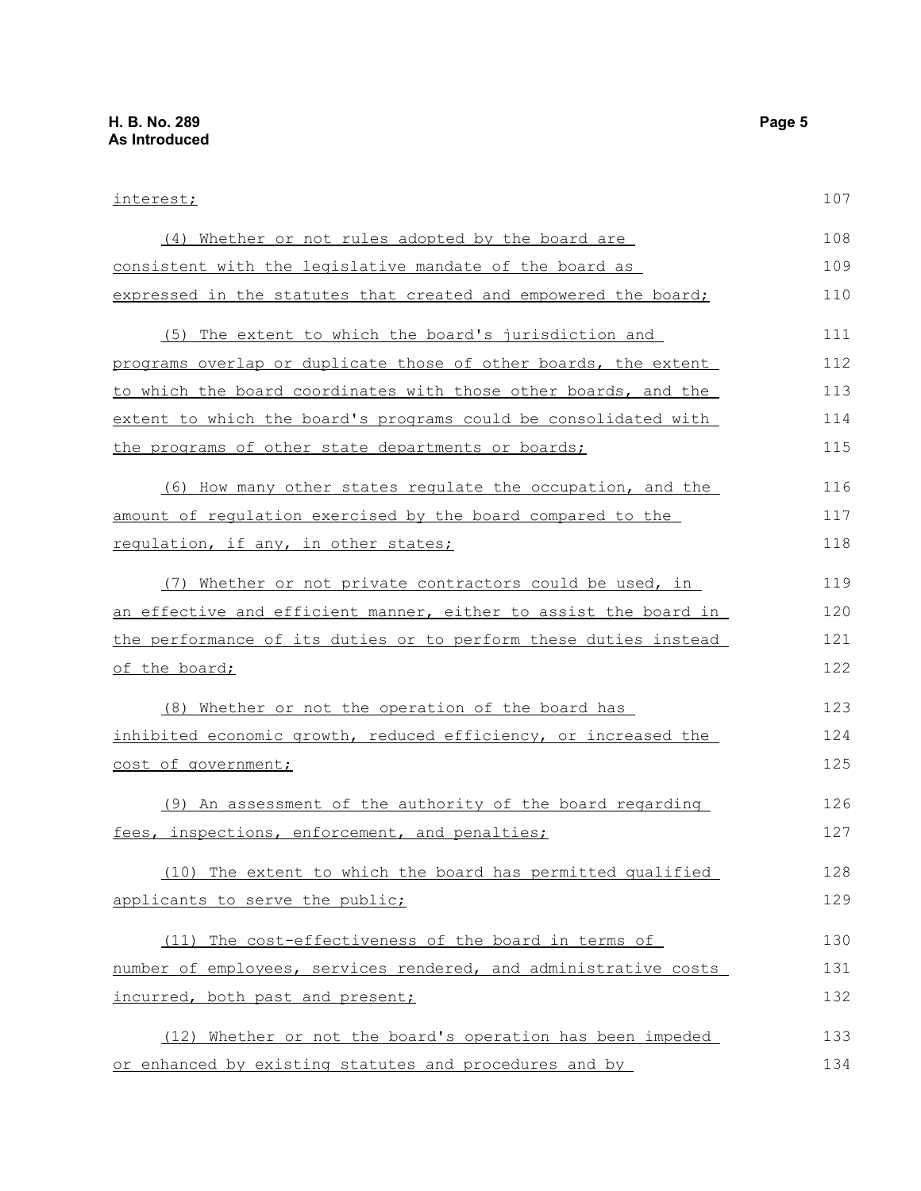interest;

(4) Whether or not rules adopted by the board are consistent with the legislative mandate of the board as expressed in the statutes that created and empowered the board;

(5) The extent to which the board's jurisdiction and programs overlap or duplicate those of other boards, the extent to which the board coordinates with those other boards, and the extent to which the board's programs could be consolidated with the programs of other state departments or boards;

(6) How many other states regulate the occupation, and the amount of regulation exercised by the board compared to the regulation, if any, in other states;

(7) Whether or not private contractors could be used, in an effective and efficient manner, either to assist the board in the performance of its duties or to perform these duties instead of the board;

(8) Whether or not the operation of the board has inhibited economic growth, reduced efficiency, or increased the cost of government;

(9) An assessment of the authority of the board regarding fees, inspections, enforcement, and penalties;

(10) The extent to which the board has permitted qualified applicants to serve the public;

(11) The cost-effectiveness of the board in terms of number of employees, services rendered, and administrative costs incurred, both past and present;

(12) Whether or not the board's operation has been impeded or enhanced by existing statutes and procedures and by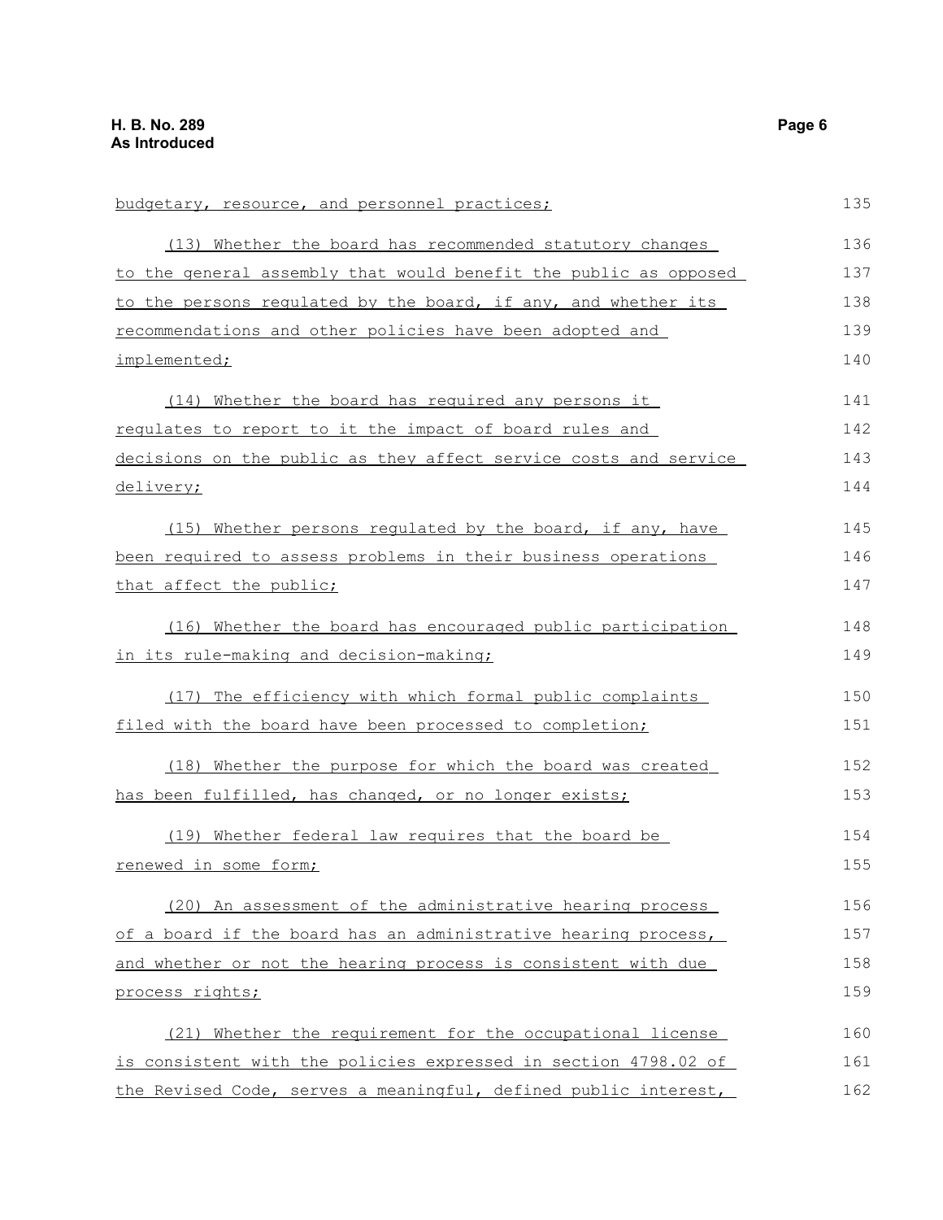budgetary, resource, and personnel practices;

(13) Whether the board has recommended statutory changes to the general assembly that would benefit the public as opposed to the persons regulated by the board, if any, and whether its recommendations and other policies have been adopted and implemented;

(14) Whether the board has required any persons it regulates to report to it the impact of board rules and decisions on the public as they affect service costs and service delivery;

(15) Whether persons regulated by the board, if any, have been required to assess problems in their business operations that affect the public;

(16) Whether the board has encouraged public participation in its rule-making and decision-making;

(17) The efficiency with which formal public complaints filed with the board have been processed to completion;

(18) Whether the purpose for which the board was created has been fulfilled, has changed, or no longer exists;

(19) Whether federal law requires that the board be renewed in some form;

(20) An assessment of the administrative hearing process of a board if the board has an administrative hearing process, and whether or not the hearing process is consistent with due process rights;

(21) Whether the requirement for the occupational license is consistent with the policies expressed in section 4798.02 of the Revised Code, serves a meaningful, defined public interest,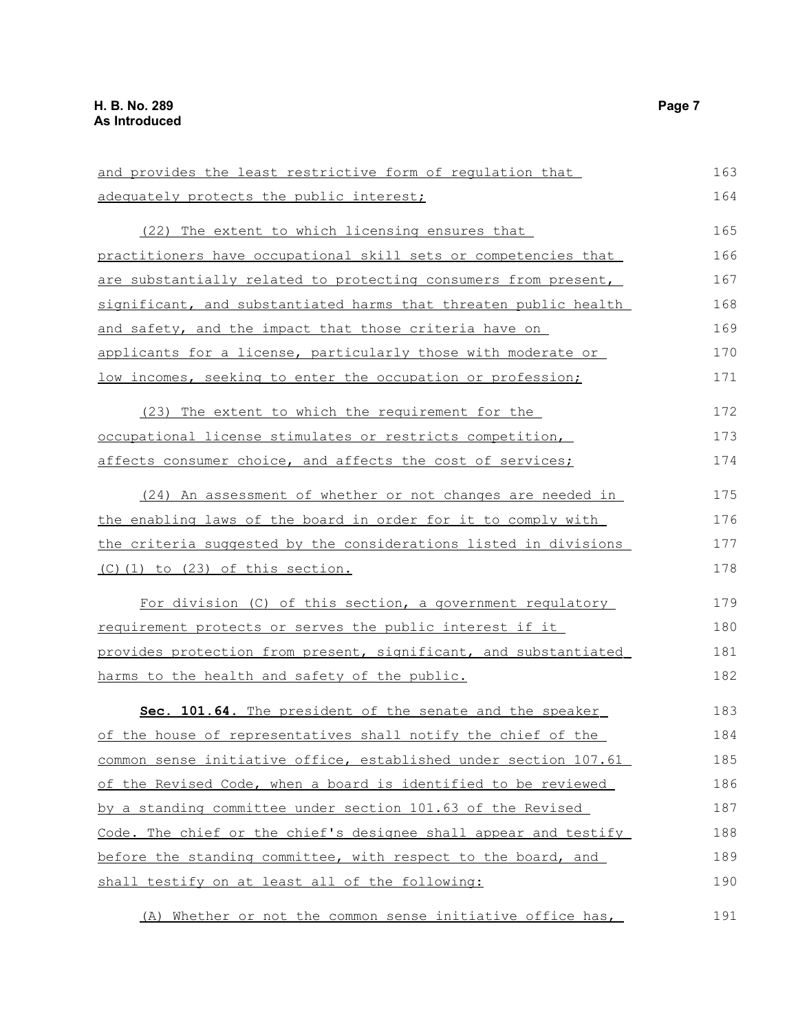and provides the least restrictive form of regulation that adequately protects the public interest;

(22) The extent to which licensing ensures that practitioners have occupational skill sets or competencies that are substantially related to protecting consumers from present, significant, and substantiated harms that threaten public health and safety, and the impact that those criteria have on applicants for a license, particularly those with moderate or low incomes, seeking to enter the occupation or profession;

(23) The extent to which the requirement for the occupational license stimulates or restricts competition, affects consumer choice, and affects the cost of services;

(24) An assessment of whether or not changes are needed in the enabling laws of the board in order for it to comply with the criteria suggested by the considerations listed in divisions (C)(1) to (23) of this section.

For division (C) of this section, a government regulatory requirement protects or serves the public interest if it provides protection from present, significant, and substantiated harms to the health and safety of the public.

**Sec. 101.64.** The president of the senate and the speaker of the house of representatives shall notify the chief of the common sense initiative office, established under section 107.61 of the Revised Code, when a board is identified to be reviewed by a standing committee under section 101.63 of the Revised Code. The chief or the chief's designee shall appear and testify before the standing committee, with respect to the board, and shall testify on at least all of the following:

(A) Whether or not the common sense initiative office has,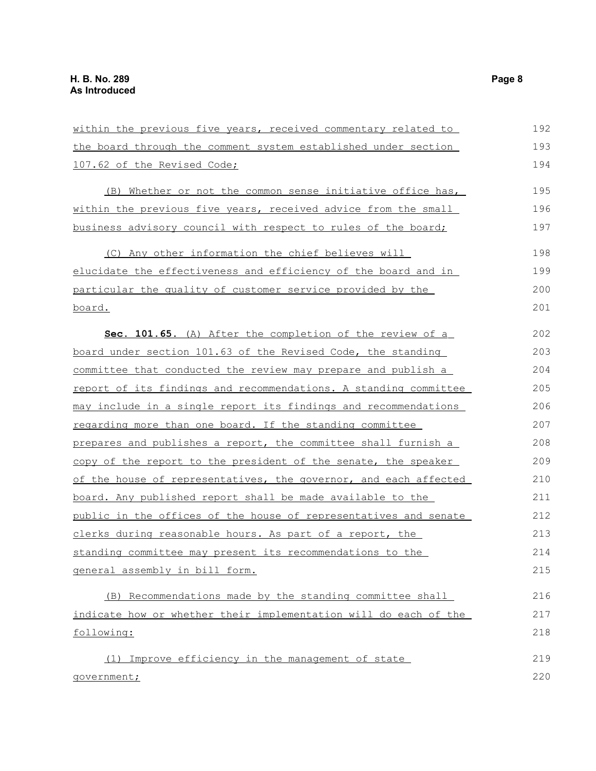within the previous five years, received commentary related to the board through the comment system established under section 107.62 of the Revised Code;

(B) Whether or not the common sense initiative office has, within the previous five years, received advice from the small business advisory council with respect to rules of the board;

(C) Any other information the chief believes will elucidate the effectiveness and efficiency of the board and in particular the quality of customer service provided by the board.

**Sec. 101.65.** (A) After the completion of the review of a board under section 101.63 of the Revised Code, the standing committee that conducted the review may prepare and publish a report of its findings and recommendations. A standing committee may include in a single report its findings and recommendations regarding more than one board. If the standing committee prepares and publishes a report, the committee shall furnish a copy of the report to the president of the senate, the speaker of the house of representatives, the governor, and each affected board. Any published report shall be made available to the public in the offices of the house of representatives and senate clerks during reasonable hours. As part of a report, the standing committee may present its recommendations to the general assembly in bill form.

(B) Recommendations made by the standing committee shall indicate how or whether their implementation will do each of the following:

(1) Improve efficiency in the management of state government;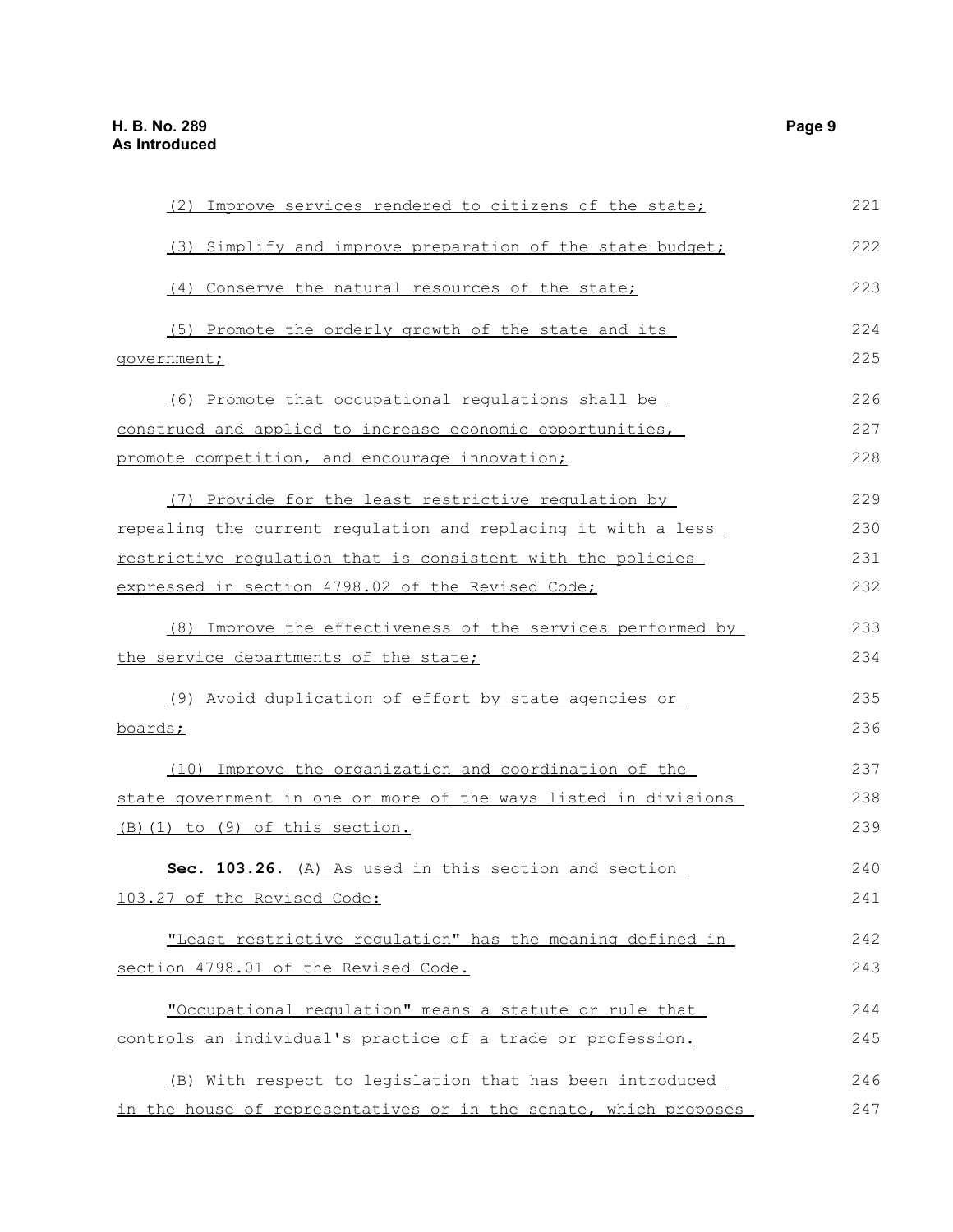(2) Improve services rendered to citizens of the state;

(3) Simplify and improve preparation of the state budget;

(4) Conserve the natural resources of the state;

(5) Promote the orderly growth of the state and its government;

(6) Promote that occupational regulations shall be construed and applied to increase economic opportunities, promote competition, and encourage innovation;

(7) Provide for the least restrictive regulation by repealing the current regulation and replacing it with a less restrictive regulation that is consistent with the policies expressed in section 4798.02 of the Revised Code;

(8) Improve the effectiveness of the services performed by the service departments of the state;

(9) Avoid duplication of effort by state agencies or boards;

(10) Improve the organization and coordination of the state government in one or more of the ways listed in divisions (B)(1) to (9) of this section.

**Sec. 103.26.** (A) As used in this section and section 103.27 of the Revised Code:

"Least restrictive regulation" has the meaning defined in section 4798.01 of the Revised Code.

"Occupational regulation" means a statute or rule that controls an individual's practice of a trade or profession.

(B) With respect to legislation that has been introduced in the house of representatives or in the senate, which proposes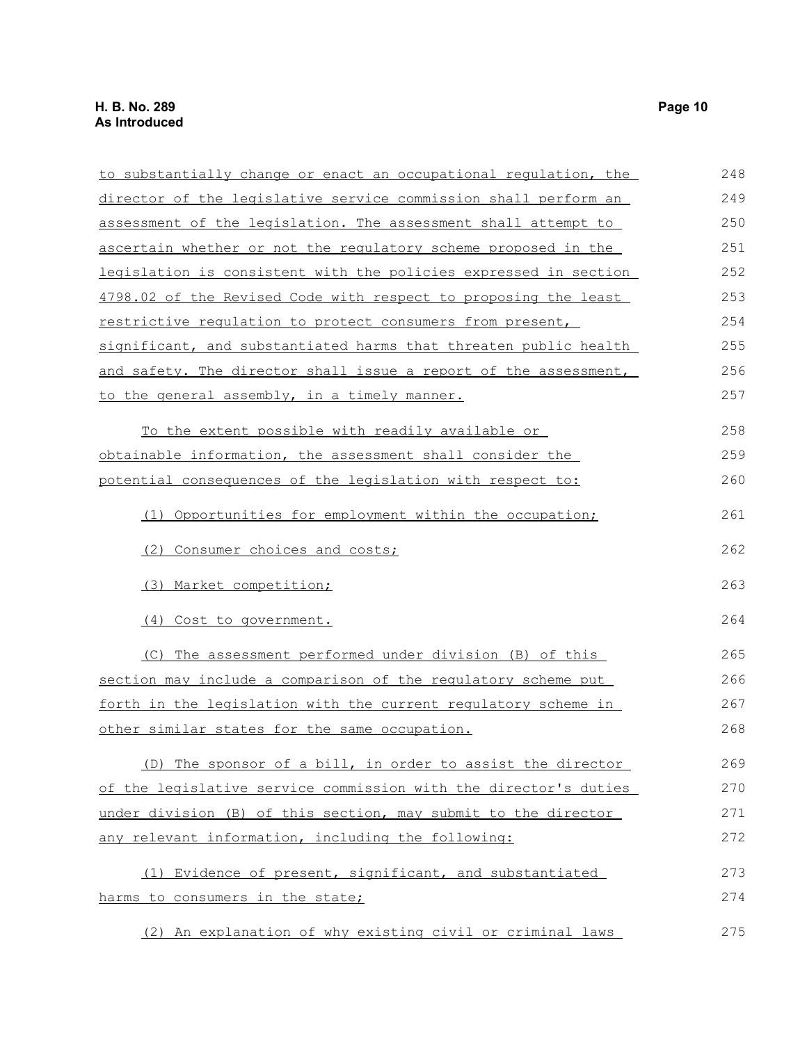to substantially change or enact an occupational regulation, the director of the legislative service commission shall perform an assessment of the legislation. The assessment shall attempt to ascertain whether or not the regulatory scheme proposed in the legislation is consistent with the policies expressed in section 4798.02 of the Revised Code with respect to proposing the least restrictive regulation to protect consumers from present, significant, and substantiated harms that threaten public health and safety. The director shall issue a report of the assessment, to the general assembly, in a timely manner.

To the extent possible with readily available or obtainable information, the assessment shall consider the potential consequences of the legislation with respect to:

(1) Opportunities for employment within the occupation;

(2) Consumer choices and costs;

(3) Market competition;

(4) Cost to government.

(C) The assessment performed under division (B) of this section may include a comparison of the regulatory scheme put forth in the legislation with the current regulatory scheme in other similar states for the same occupation.

(D) The sponsor of a bill, in order to assist the director of the legislative service commission with the director's duties under division (B) of this section, may submit to the director any relevant information, including the following:

(1) Evidence of present, significant, and substantiated harms to consumers in the state;

(2) An explanation of why existing civil or criminal laws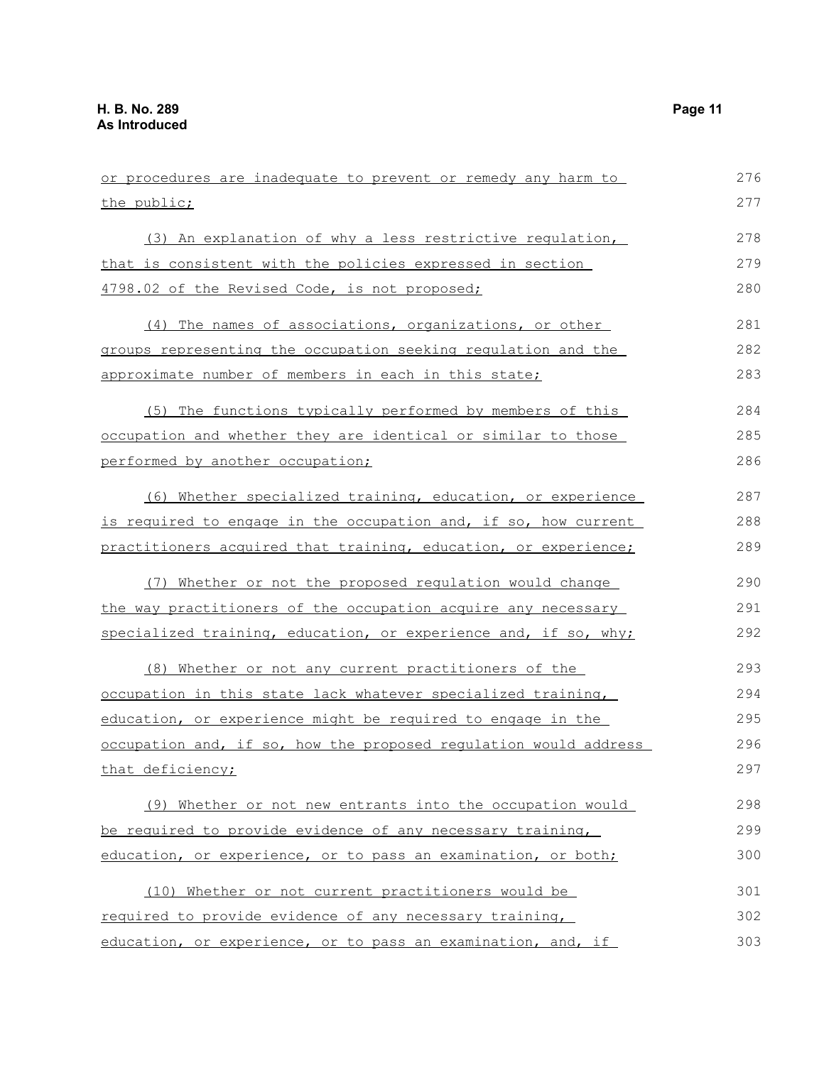or procedures are inadequate to prevent or remedy any harm to the public;

(3) An explanation of why a less restrictive regulation, that is consistent with the policies expressed in section 4798.02 of the Revised Code, is not proposed;

(4) The names of associations, organizations, or other groups representing the occupation seeking regulation and the approximate number of members in each in this state;

(5) The functions typically performed by members of this occupation and whether they are identical or similar to those performed by another occupation;

(6) Whether specialized training, education, or experience is required to engage in the occupation and, if so, how current practitioners acquired that training, education, or experience;

(7) Whether or not the proposed regulation would change the way practitioners of the occupation acquire any necessary specialized training, education, or experience and, if so, why;

(8) Whether or not any current practitioners of the occupation in this state lack whatever specialized training, education, or experience might be required to engage in the occupation and, if so, how the proposed regulation would address that deficiency;

(9) Whether or not new entrants into the occupation would be required to provide evidence of any necessary training, education, or experience, or to pass an examination, or both;

(10) Whether or not current practitioners would be required to provide evidence of any necessary training, education, or experience, or to pass an examination, and, if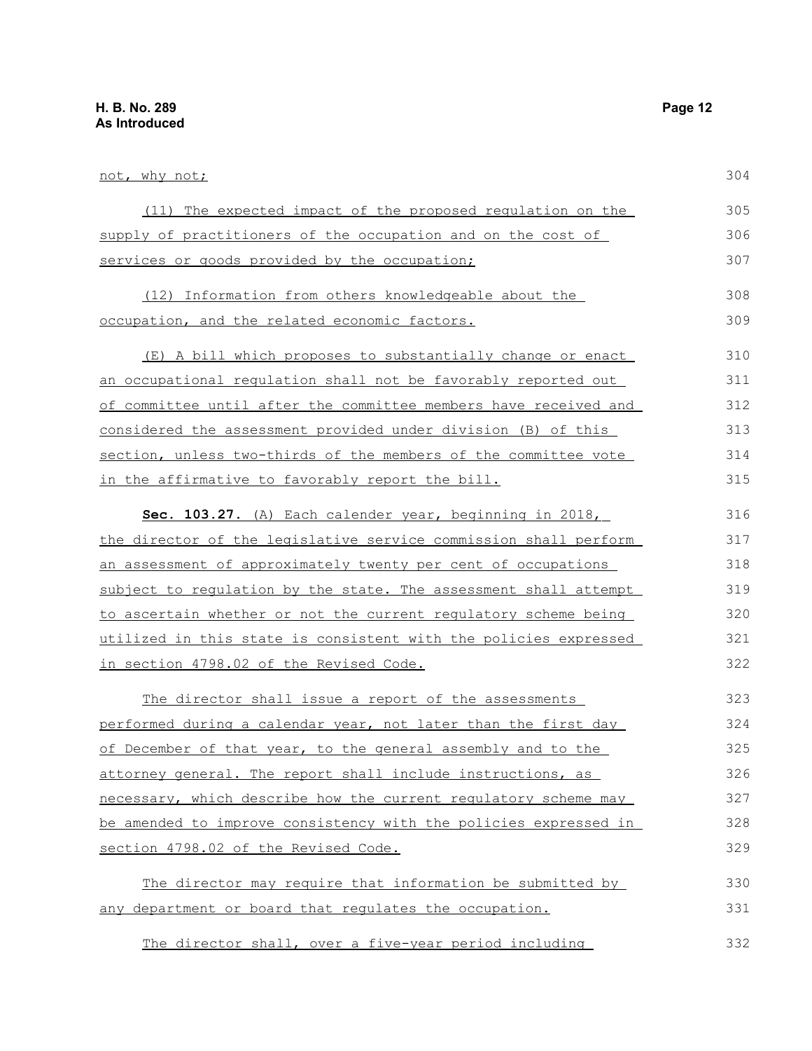not, why not;

(11) The expected impact of the proposed regulation on the supply of practitioners of the occupation and on the cost of services or goods provided by the occupation;

(12) Information from others knowledgeable about the occupation, and the related economic factors.

(E) A bill which proposes to substantially change or enact an occupational regulation shall not be favorably reported out of committee until after the committee members have received and considered the assessment provided under division (B) of this section, unless two-thirds of the members of the committee vote in the affirmative to favorably report the bill.

**Sec. 103.27.** (A) Each calender year, beginning in 2018, the director of the legislative service commission shall perform an assessment of approximately twenty per cent of occupations subject to regulation by the state. The assessment shall attempt to ascertain whether or not the current regulatory scheme being utilized in this state is consistent with the policies expressed in section 4798.02 of the Revised Code.

The director shall issue a report of the assessments performed during a calendar year, not later than the first day of December of that year, to the general assembly and to the attorney general. The report shall include instructions, as necessary, which describe how the current regulatory scheme may be amended to improve consistency with the policies expressed in section 4798.02 of the Revised Code.

The director may require that information be submitted by any department or board that regulates the occupation.

The director shall, over a five-year period including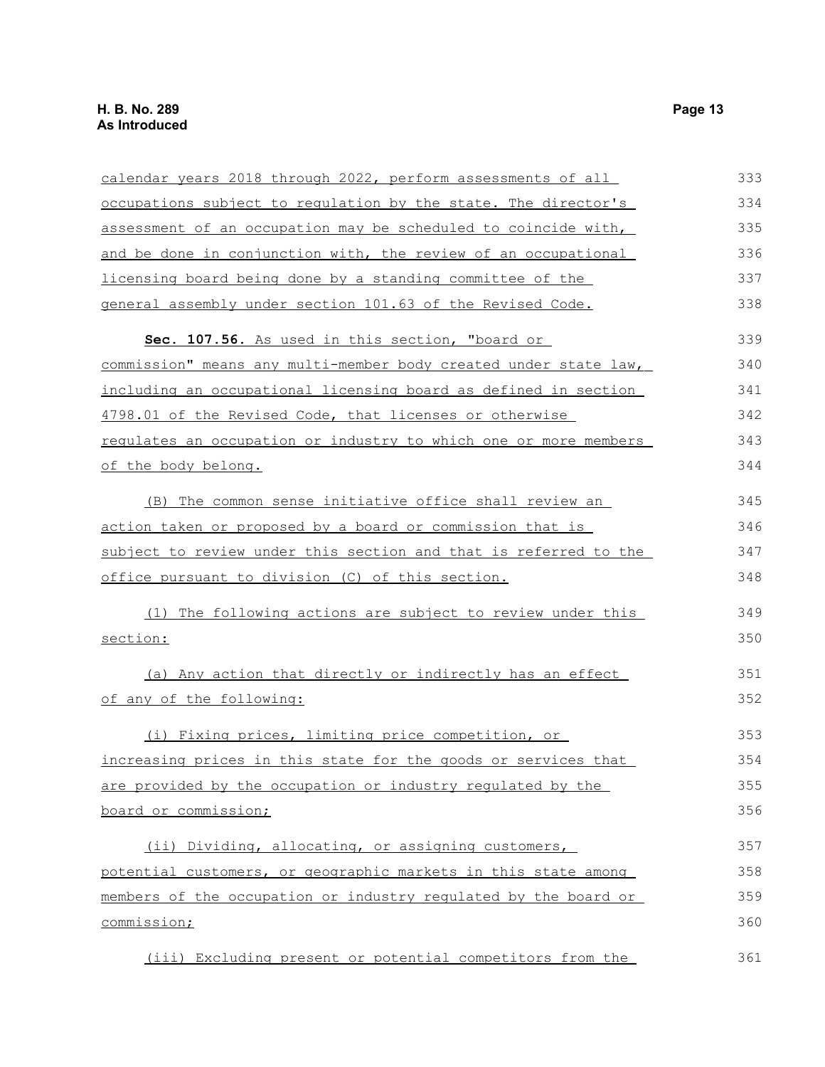calendar years 2018 through 2022, perform assessments of all occupations subject to regulation by the state. The director's assessment of an occupation may be scheduled to coincide with, and be done in conjunction with, the review of an occupational licensing board being done by a standing committee of the general assembly under section 101.63 of the Revised Code.

**Sec. 107.56.** As used in this section, "board or commission" means any multi-member body created under state law, including an occupational licensing board as defined in section 4798.01 of the Revised Code, that licenses or otherwise regulates an occupation or industry to which one or more members of the body belong.

(B) The common sense initiative office shall review an action taken or proposed by a board or commission that is subject to review under this section and that is referred to the office pursuant to division (C) of this section.

(1) The following actions are subject to review under this section:

(a) Any action that directly or indirectly has an effect of any of the following:

(i) Fixing prices, limiting price competition, or increasing prices in this state for the goods or services that are provided by the occupation or industry regulated by the board or commission;

(ii) Dividing, allocating, or assigning customers, potential customers, or geographic markets in this state among members of the occupation or industry regulated by the board or commission;

(iii) Excluding present or potential competitors from the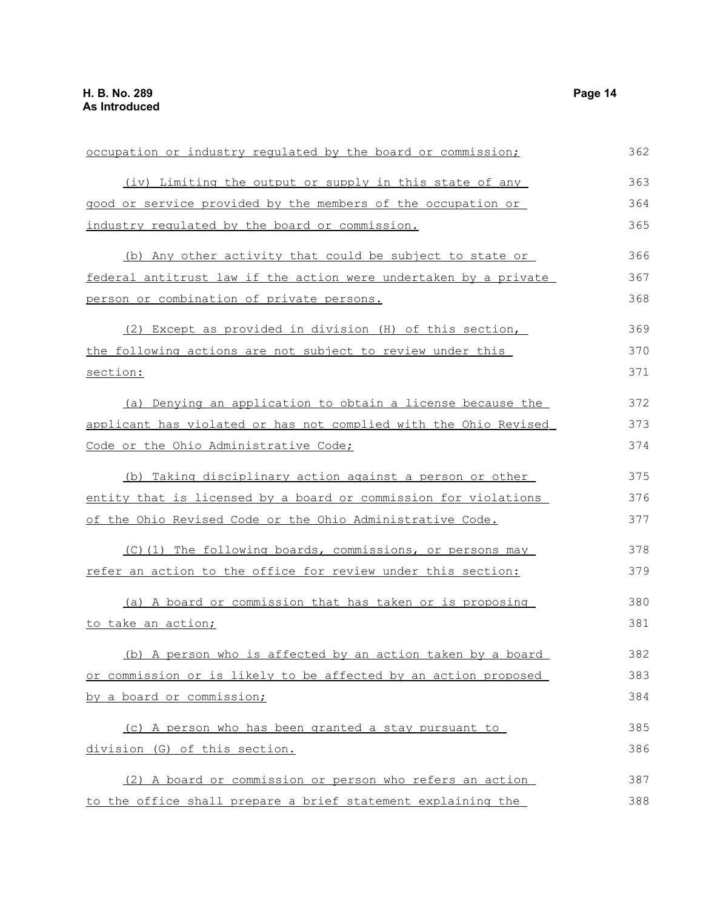occupation or industry regulated by the board or commission;

(iv) Limiting the output or supply in this state of any good or service provided by the members of the occupation or industry regulated by the board or commission.

(b) Any other activity that could be subject to state or federal antitrust law if the action were undertaken by a private person or combination of private persons.

(2) Except as provided in division (H) of this section, the following actions are not subject to review under this section:

(a) Denying an application to obtain a license because the applicant has violated or has not complied with the Ohio Revised Code or the Ohio Administrative Code;

(b) Taking disciplinary action against a person or other entity that is licensed by a board or commission for violations of the Ohio Revised Code or the Ohio Administrative Code.

(C)(1) The following boards, commissions, or persons may refer an action to the office for review under this section:

(a) A board or commission that has taken or is proposing to take an action;

(b) A person who is affected by an action taken by a board or commission or is likely to be affected by an action proposed by a board or commission;

(c) A person who has been granted a stay pursuant to division (G) of this section.

(2) A board or commission or person who refers an action to the office shall prepare a brief statement explaining the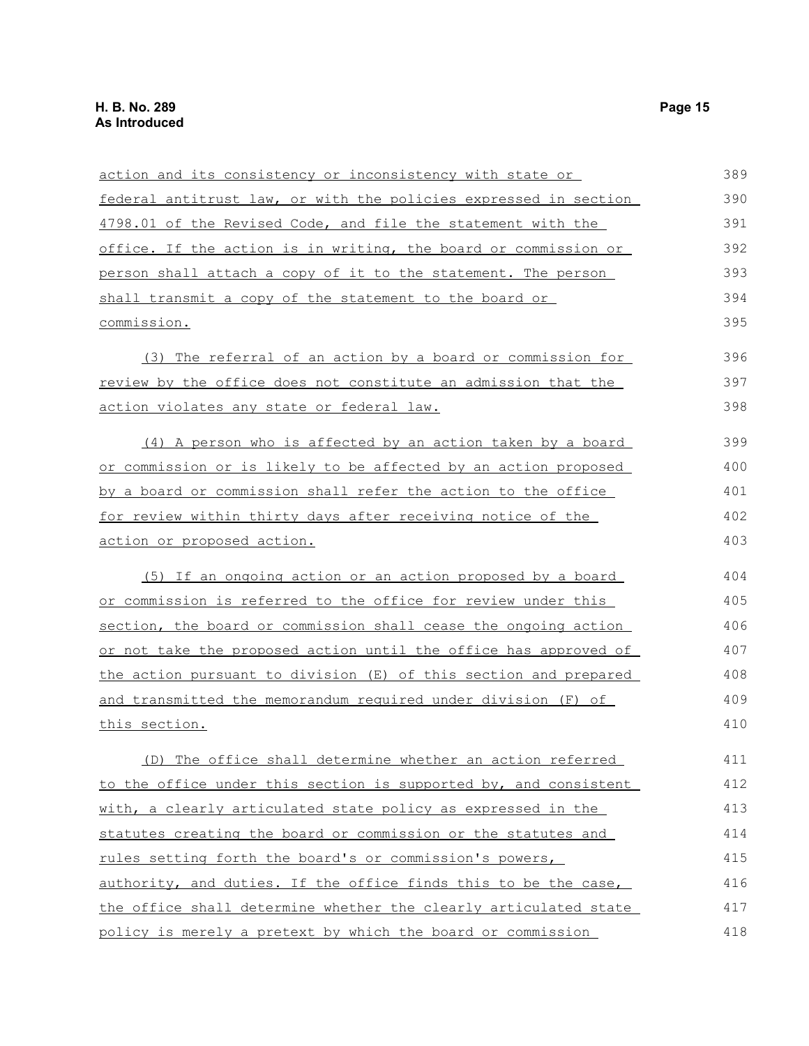action and its consistency or inconsistency with state or federal antitrust law, or with the policies expressed in section 4798.01 of the Revised Code, and file the statement with the office. If the action is in writing, the board or commission or person shall attach a copy of it to the statement. The person shall transmit a copy of the statement to the board or commission.

(3) The referral of an action by a board or commission for review by the office does not constitute an admission that the action violates any state or federal law.

(4) A person who is affected by an action taken by a board or commission or is likely to be affected by an action proposed by a board or commission shall refer the action to the office for review within thirty days after receiving notice of the action or proposed action.

(5) If an ongoing action or an action proposed by a board or commission is referred to the office for review under this section, the board or commission shall cease the ongoing action or not take the proposed action until the office has approved of the action pursuant to division (E) of this section and prepared and transmitted the memorandum required under division (F) of this section.

(D) The office shall determine whether an action referred to the office under this section is supported by, and consistent with, a clearly articulated state policy as expressed in the statutes creating the board or commission or the statutes and rules setting forth the board's or commission's powers, authority, and duties. If the office finds this to be the case, the office shall determine whether the clearly articulated state policy is merely a pretext by which the board or commission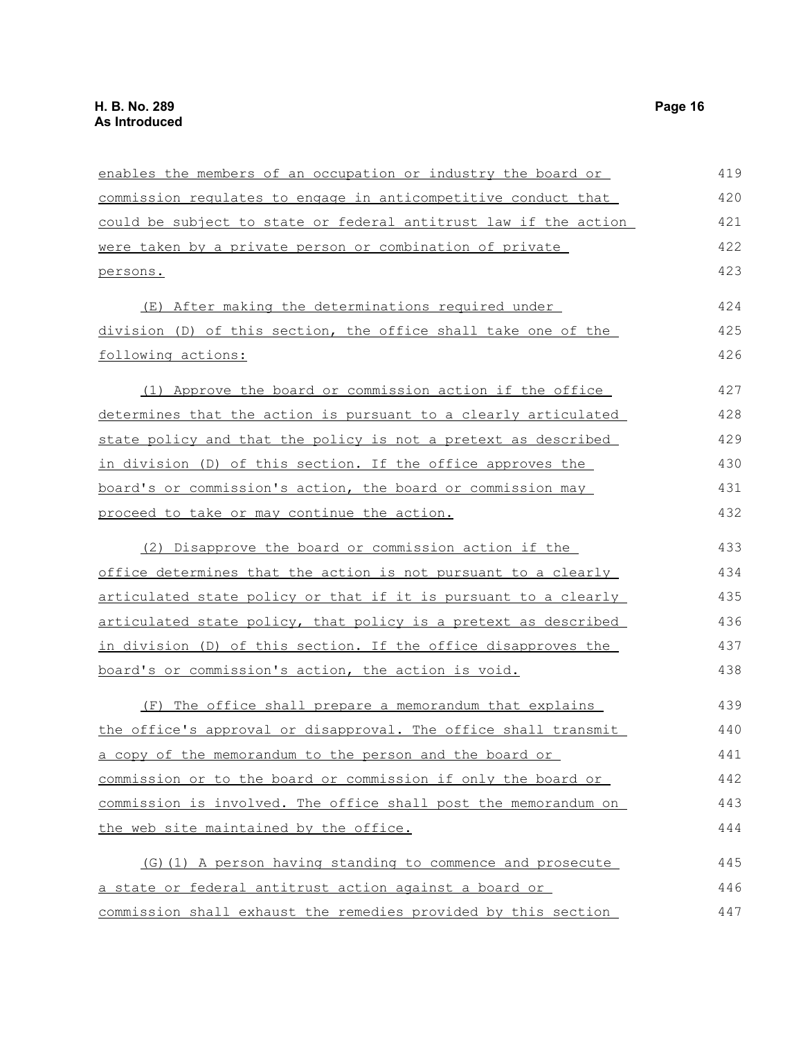enables the members of an occupation or industry the board or commission regulates to engage in anticompetitive conduct that could be subject to state or federal antitrust law if the action were taken by a private person or combination of private persons.

(E) After making the determinations required under division (D) of this section, the office shall take one of the following actions:

(1) Approve the board or commission action if the office determines that the action is pursuant to a clearly articulated state policy and that the policy is not a pretext as described in division (D) of this section. If the office approves the board's or commission's action, the board or commission may proceed to take or may continue the action.

(2) Disapprove the board or commission action if the office determines that the action is not pursuant to a clearly articulated state policy or that if it is pursuant to a clearly articulated state policy, that policy is a pretext as described in division (D) of this section. If the office disapproves the board's or commission's action, the action is void.

(F) The office shall prepare a memorandum that explains the office's approval or disapproval. The office shall transmit a copy of the memorandum to the person and the board or commission or to the board or commission if only the board or commission is involved. The office shall post the memorandum on the web site maintained by the office.

(G)(1) A person having standing to commence and prosecute a state or federal antitrust action against a board or commission shall exhaust the remedies provided by this section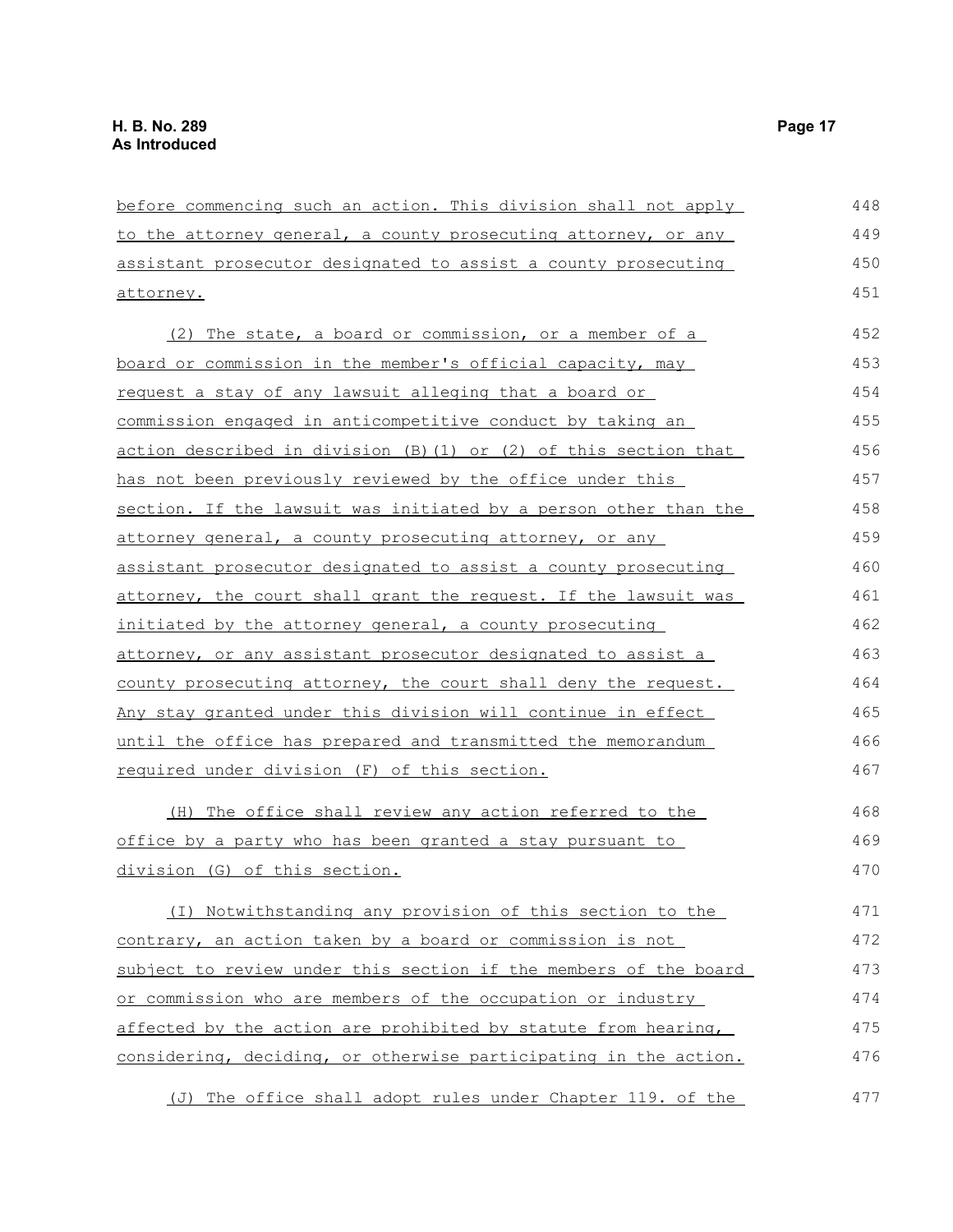before commencing such an action. This division shall not apply to the attorney general, a county prosecuting attorney, or any assistant prosecutor designated to assist a county prosecuting attorney.

(2) The state, a board or commission, or a member of a board or commission in the member's official capacity, may request a stay of any lawsuit alleging that a board or commission engaged in anticompetitive conduct by taking an action described in division (B)(1) or (2) of this section that has not been previously reviewed by the office under this section. If the lawsuit was initiated by a person other than the attorney general, a county prosecuting attorney, or any assistant prosecutor designated to assist a county prosecuting attorney, the court shall grant the request. If the lawsuit was initiated by the attorney general, a county prosecuting attorney, or any assistant prosecutor designated to assist a county prosecuting attorney, the court shall deny the request. Any stay granted under this division will continue in effect until the office has prepared and transmitted the memorandum required under division (F) of this section.

(H) The office shall review any action referred to the office by a party who has been granted a stay pursuant to division (G) of this section.

(I) Notwithstanding any provision of this section to the contrary, an action taken by a board or commission is not subject to review under this section if the members of the board or commission who are members of the occupation or industry affected by the action are prohibited by statute from hearing, considering, deciding, or otherwise participating in the action.

(J) The office shall adopt rules under Chapter 119. of the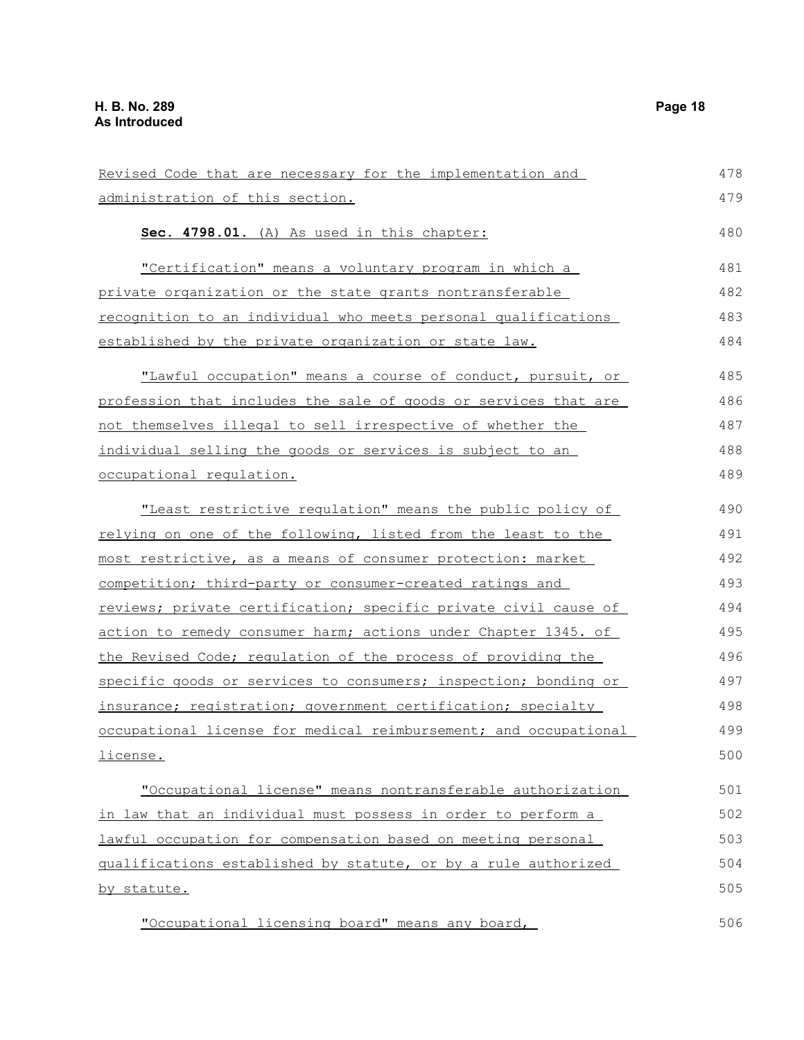Revised Code that are necessary for the implementation and administration of this section.

**Sec. 4798.01.** (A) As used in this chapter:

"Certification" means a voluntary program in which a private organization or the state grants nontransferable recognition to an individual who meets personal qualifications established by the private organization or state law.

"Lawful occupation" means a course of conduct, pursuit, or profession that includes the sale of goods or services that are not themselves illegal to sell irrespective of whether the individual selling the goods or services is subject to an occupational regulation.

"Least restrictive regulation" means the public policy of relying on one of the following, listed from the least to the most restrictive, as a means of consumer protection: market competition; third-party or consumer-created ratings and reviews; private certification; specific private civil cause of action to remedy consumer harm; actions under Chapter 1345. of the Revised Code; regulation of the process of providing the specific goods or services to consumers; inspection; bonding or insurance; registration; government certification; specialty occupational license for medical reimbursement; and occupational license.

"Occupational license" means nontransferable authorization in law that an individual must possess in order to perform a lawful occupation for compensation based on meeting personal qualifications established by statute, or by a rule authorized by statute.

"Occupational licensing board" means any board,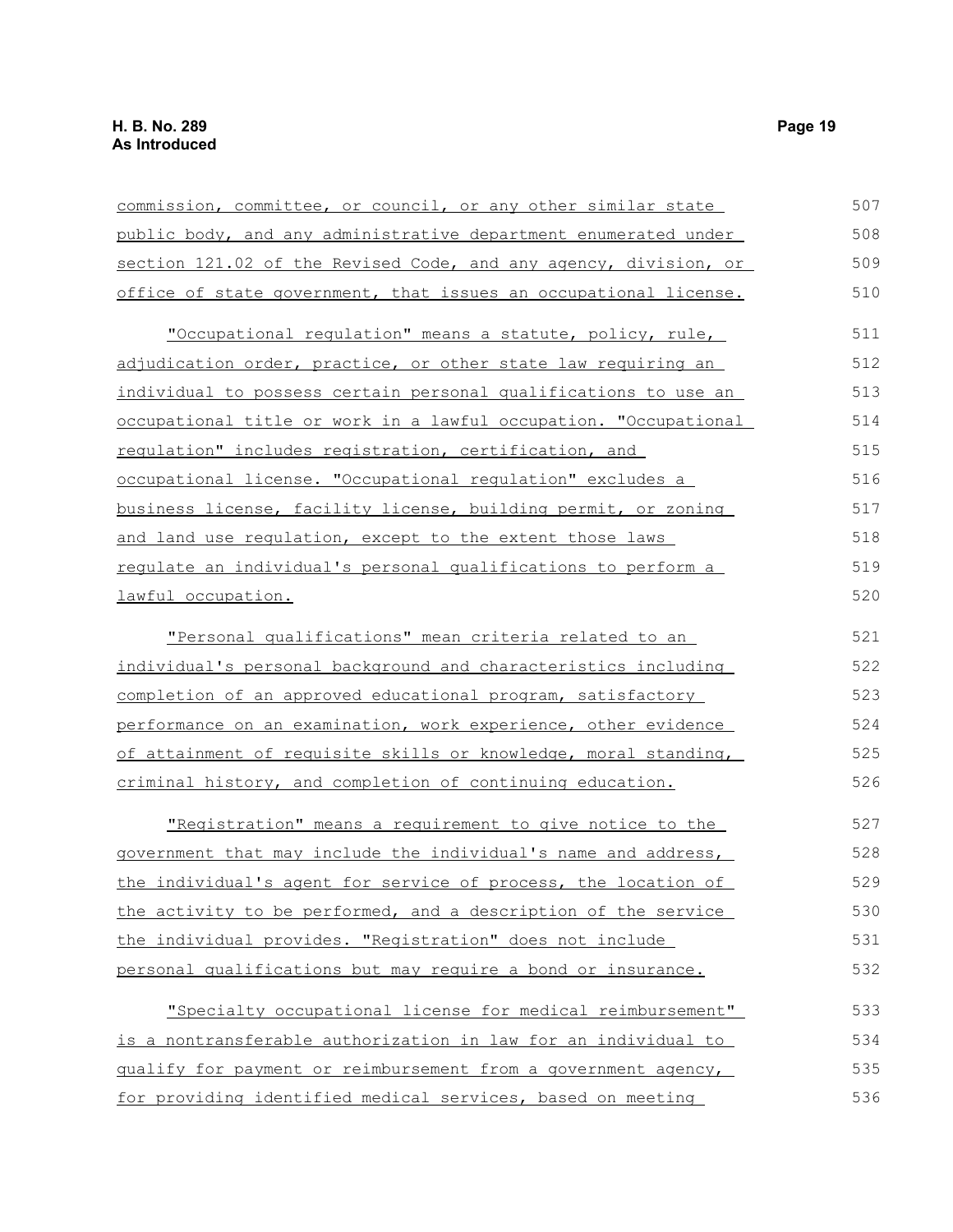commission, committee, or council, or any other similar state public body, and any administrative department enumerated under section 121.02 of the Revised Code, and any agency, division, or office of state government, that issues an occupational license.

"Occupational regulation" means a statute, policy, rule, adjudication order, practice, or other state law requiring an individual to possess certain personal qualifications to use an occupational title or work in a lawful occupation. "Occupational regulation" includes registration, certification, and occupational license. "Occupational regulation" excludes a business license, facility license, building permit, or zoning and land use regulation, except to the extent those laws regulate an individual's personal qualifications to perform a lawful occupation.

"Personal qualifications" mean criteria related to an individual's personal background and characteristics including completion of an approved educational program, satisfactory performance on an examination, work experience, other evidence of attainment of requisite skills or knowledge, moral standing, criminal history, and completion of continuing education.

"Registration" means a requirement to give notice to the government that may include the individual's name and address, the individual's agent for service of process, the location of the activity to be performed, and a description of the service the individual provides. "Registration" does not include personal qualifications but may require a bond or insurance.

"Specialty occupational license for medical reimbursement" is a nontransferable authorization in law for an individual to qualify for payment or reimbursement from a government agency, for providing identified medical services, based on meeting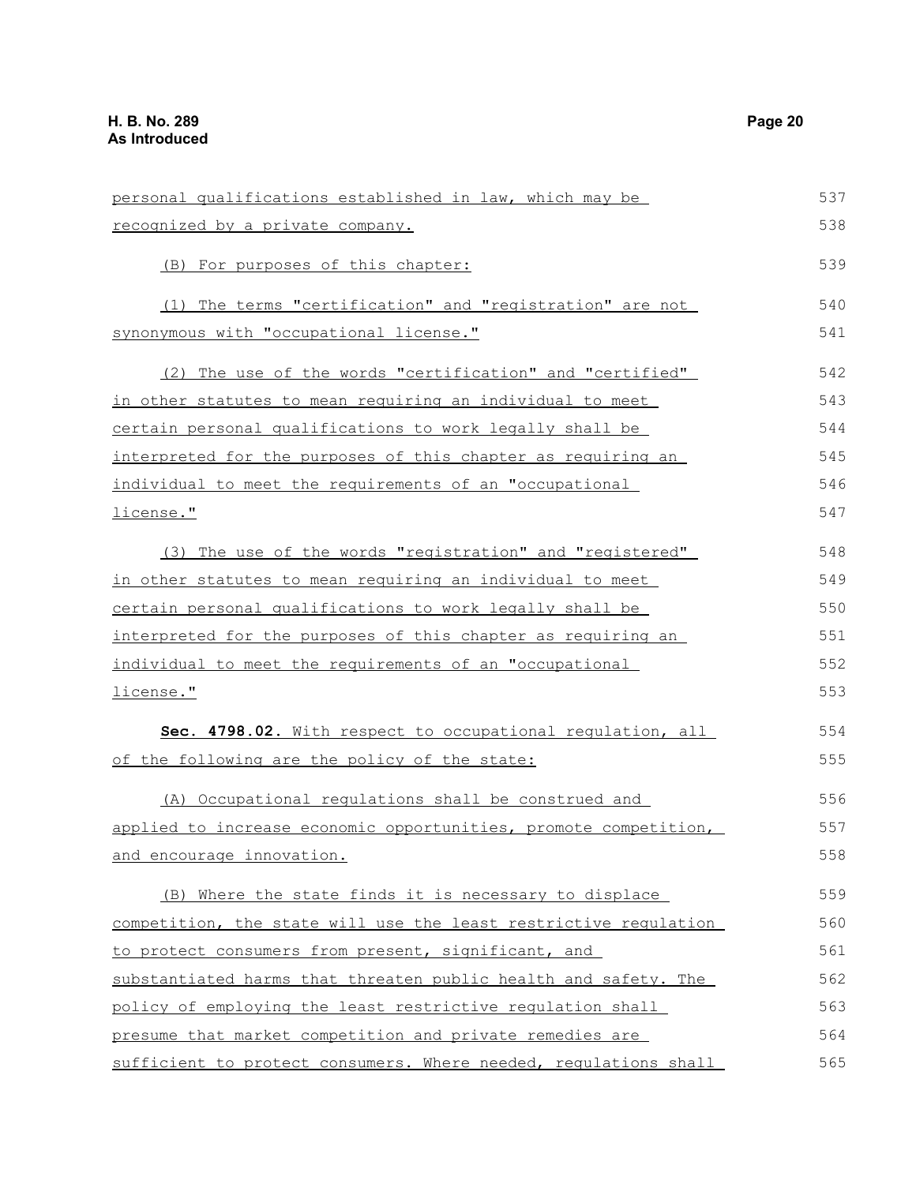personal qualifications established in law, which may be recognized by a private company.

(B) For purposes of this chapter:

(1) The terms "certification" and "registration" are not synonymous with "occupational license."

(2) The use of the words "certification" and "certified" in other statutes to mean requiring an individual to meet certain personal qualifications to work legally shall be interpreted for the purposes of this chapter as requiring an individual to meet the requirements of an "occupational license."

(3) The use of the words "registration" and "registered" in other statutes to mean requiring an individual to meet certain personal qualifications to work legally shall be interpreted for the purposes of this chapter as requiring an individual to meet the requirements of an "occupational license."

**Sec. 4798.02.** With respect to occupational regulation, all of the following are the policy of the state:

(A) Occupational regulations shall be construed and applied to increase economic opportunities, promote competition, and encourage innovation.

(B) Where the state finds it is necessary to displace competition, the state will use the least restrictive regulation to protect consumers from present, significant, and substantiated harms that threaten public health and safety. The policy of employing the least restrictive regulation shall presume that market competition and private remedies are sufficient to protect consumers. Where needed, regulations shall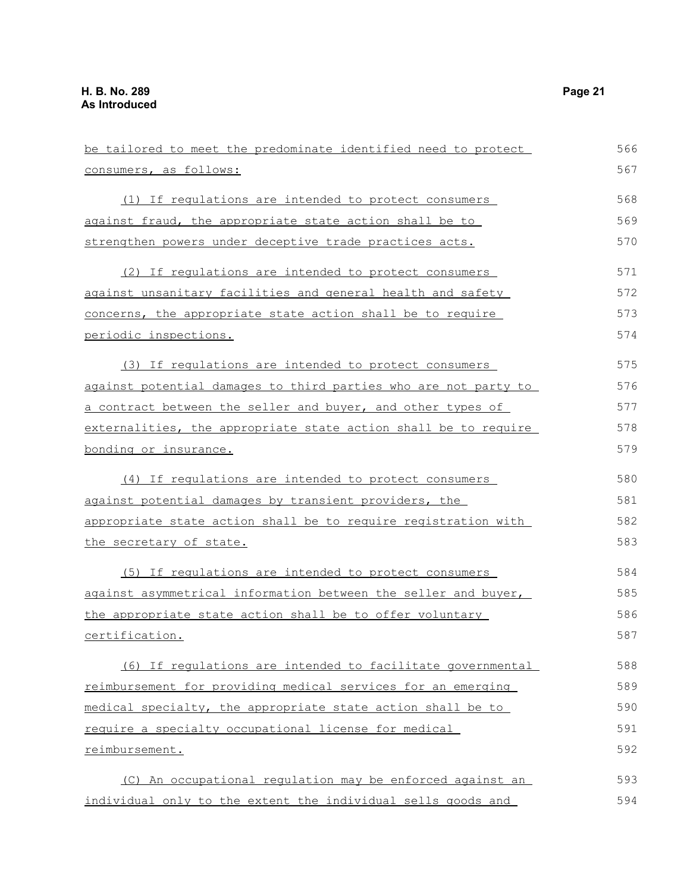be tailored to meet the predominate identified need to protect consumers, as follows:

(1) If regulations are intended to protect consumers against fraud, the appropriate state action shall be to strengthen powers under deceptive trade practices acts.

(2) If regulations are intended to protect consumers against unsanitary facilities and general health and safety concerns, the appropriate state action shall be to require periodic inspections.

(3) If regulations are intended to protect consumers against potential damages to third parties who are not party to a contract between the seller and buyer, and other types of externalities, the appropriate state action shall be to require bonding or insurance.

(4) If regulations are intended to protect consumers against potential damages by transient providers, the appropriate state action shall be to require registration with the secretary of state.

(5) If regulations are intended to protect consumers against asymmetrical information between the seller and buyer, the appropriate state action shall be to offer voluntary certification.

(6) If regulations are intended to facilitate governmental reimbursement for providing medical services for an emerging medical specialty, the appropriate state action shall be to require a specialty occupational license for medical reimbursement.

(C) An occupational regulation may be enforced against an individual only to the extent the individual sells goods and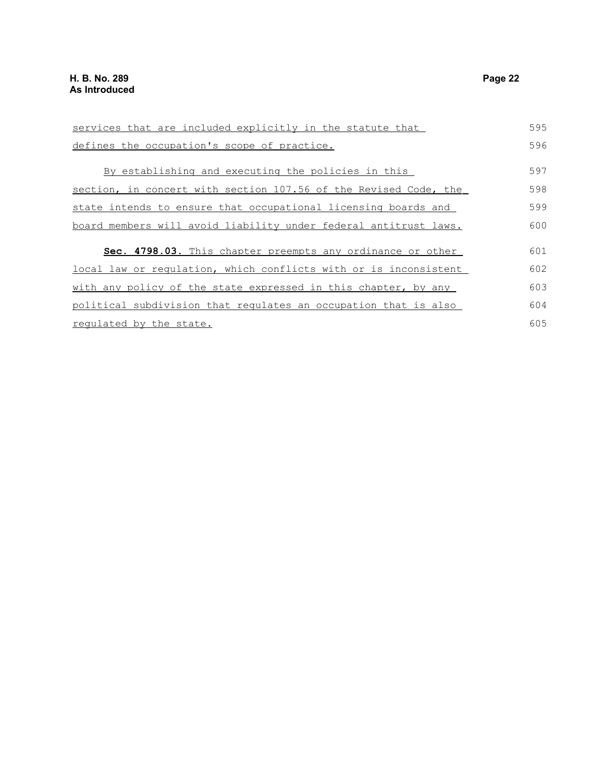services that are included explicitly in the statute that defines the occupation's scope of practice.

By establishing and executing the policies in this section, in concert with section 107.56 of the Revised Code, the state intends to ensure that occupational licensing boards and board members will avoid liability under federal antitrust laws.

**Sec. 4798.03.** This chapter preempts any ordinance or other local law or regulation, which conflicts with or is inconsistent with any policy of the state expressed in this chapter, by any political subdivision that regulates an occupation that is also regulated by the state.